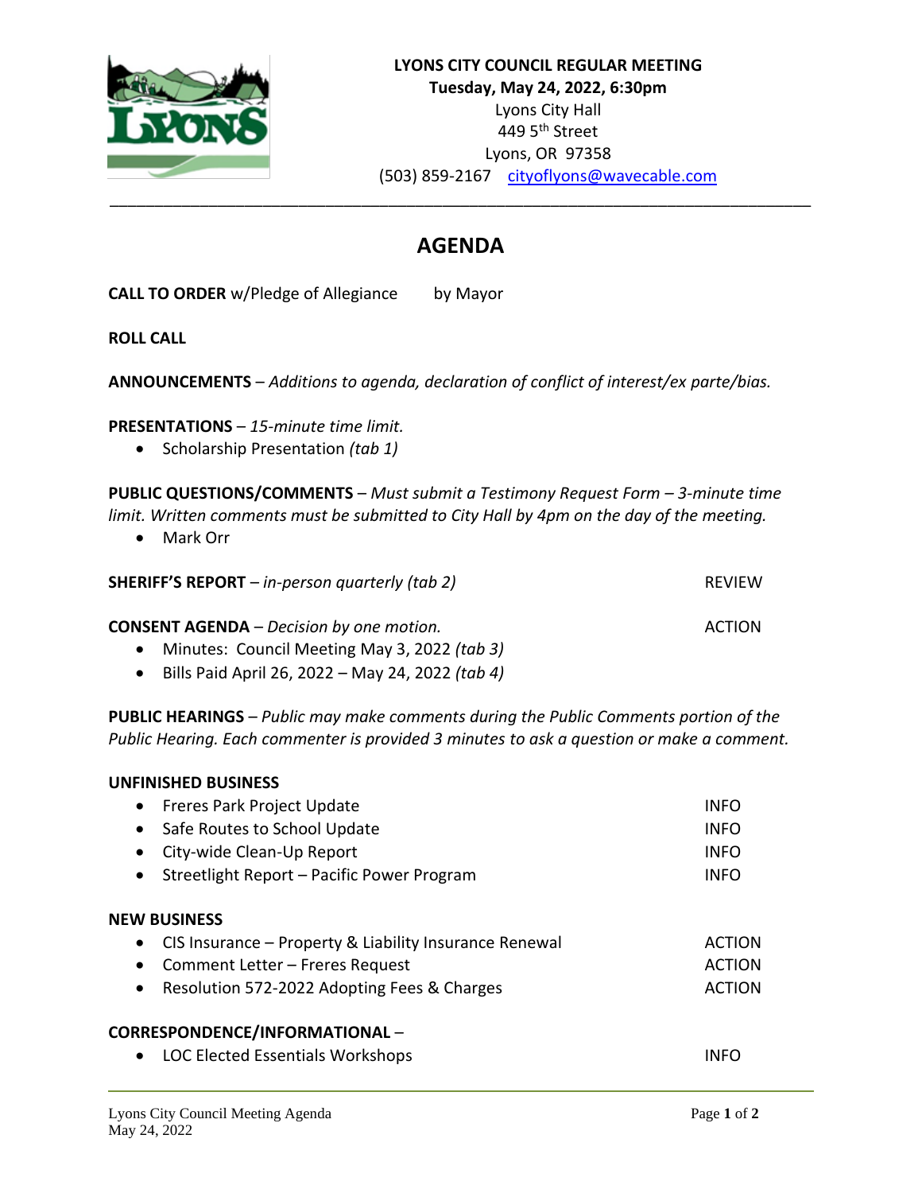**LYONS CITY COUNCIL REGULAR MEETING**
**Tuesday, May 24, 2022, 6:30pm**
Lyons City Hall
449 5th Street
Lyons, OR 97358
(503) 859-2167 cityoflyons@wavecable.com

# AGENDA

**CALL TO ORDER** w/Pledge of Allegiance by Mayor

**ROLL CALL**

**ANNOUNCEMENTS** – *Additions to agenda, declaration of conflict of interest/ex parte/bias.*

**PRESENTATIONS** – *15-minute time limit.*

- Scholarship Presentation *(tab 1)*

**PUBLIC QUESTIONS/COMMENTS** – *Must submit a Testimony Request Form – 3-minute time limit. Written comments must be submitted to City Hall by 4pm on the day of the meeting.*

- Mark Orr

**SHERIFF'S REPORT** – *in-person quarterly (tab 2)* REVIEW

**CONSENT AGENDA** – *Decision by one motion.* ACTION

- Minutes: Council Meeting May 3, 2022 *(tab 3)*
- Bills Paid April 26, 2022 – May 24, 2022 *(tab 4)*

**PUBLIC HEARINGS** – *Public may make comments during the Public Comments portion of the Public Hearing. Each commenter is provided 3 minutes to ask a question or make a comment.*

**UNFINISHED BUSINESS**

- Freres Park Project Update INFO
- Safe Routes to School Update INFO
- City-wide Clean-Up Report INFO
- Streetlight Report – Pacific Power Program INFO

**NEW BUSINESS**

- CIS Insurance – Property & Liability Insurance Renewal ACTION
- Comment Letter – Freres Request ACTION
- Resolution 572-2022 Adopting Fees & Charges ACTION

**CORRESPONDENCE/INFORMATIONAL** –

- LOC Elected Essentials Workshops INFO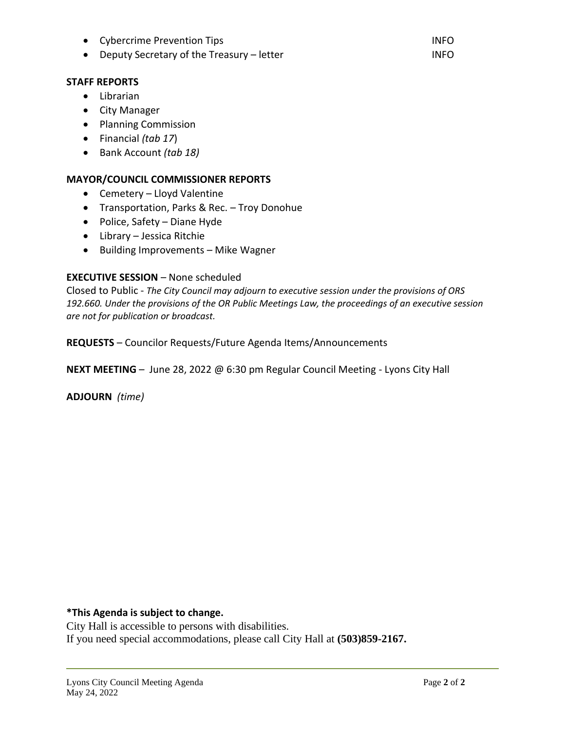- Cybercrime Prevention Tips INFO
- Deputy Secretary of the Treasury – letter INFO

**STAFF REPORTS**

- Librarian
- City Manager
- Planning Commission
- Financial *(tab 17*)
- Bank Account *(tab 18)*

**MAYOR/COUNCIL COMMISSIONER REPORTS**

- Cemetery – Lloyd Valentine
- Transportation, Parks & Rec. – Troy Donohue
- Police, Safety – Diane Hyde
- Library – Jessica Ritchie
- Building Improvements – Mike Wagner

**EXECUTIVE SESSION** – None scheduled

Closed to Public - *The City Council may adjourn to executive session under the provisions of ORS 192.660. Under the provisions of the OR Public Meetings Law, the proceedings of an executive session are not for publication or broadcast.*

**REQUESTS** – Councilor Requests/Future Agenda Items/Announcements

**NEXT MEETING** – June 28, 2022 @ 6:30 pm Regular Council Meeting - Lyons City Hall

**ADJOURN** *(time)*

**\*This Agenda is subject to change.**

City Hall is accessible to persons with disabilities.
If you need special accommodations, please call City Hall at **(503)859-2167.**